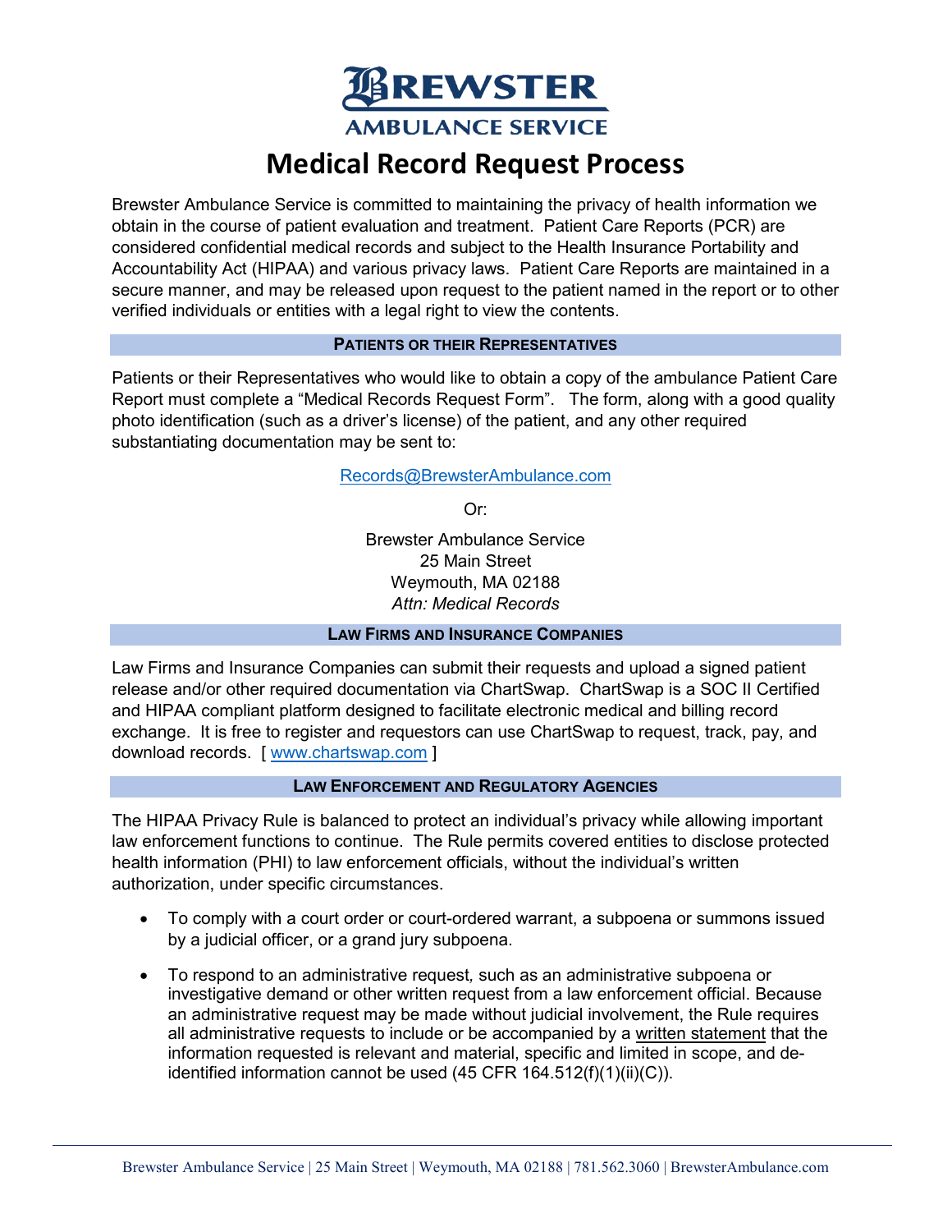# Brewster Ambulance Service

# Medical Record Request Process

Brewster Ambulance Service is committed to maintaining the privacy of health information we obtain in the course of patient evaluation and treatment. Patient Care Reports (PCR) are considered confidential medical records and subject to the Health Insurance Portability and Accountability Act (HIPAA) and various privacy laws. Patient Care Reports are maintained in a secure manner, and may be released upon request to the patient named in the report or to other verified individuals or entities with a legal right to view the contents.

## Patients or their Representatives

Patients or their Representatives who would like to obtain a copy of the ambulance Patient Care Report must complete a "Medical Records Request Form". The form, along with a good quality photo identification (such as a driver's license) of the patient, and any other required substantiating documentation may be sent to:

Records@BrewsterAmbulance.com

Or:

Brewster Ambulance Service
25 Main Street
Weymouth, MA 02188
*Attn: Medical Records*

## Law Firms and Insurance Companies

Law Firms and Insurance Companies can submit their requests and upload a signed patient release and/or other required documentation via ChartSwap. ChartSwap is a SOC II Certified and HIPAA compliant platform designed to facilitate electronic medical and billing record exchange. It is free to register and requestors can use ChartSwap to request, track, pay, and download records. [ www.chartswap.com ]

## Law Enforcement and Regulatory Agencies

The HIPAA Privacy Rule is balanced to protect an individual's privacy while allowing important law enforcement functions to continue. The Rule permits covered entities to disclose protected health information (PHI) to law enforcement officials, without the individual's written authorization, under specific circumstances.

- To comply with a court order or court-ordered warrant, a subpoena or summons issued by a judicial officer, or a grand jury subpoena.
- To respond to an administrative request, such as an administrative subpoena or investigative demand or other written request from a law enforcement official. Because an administrative request may be made without judicial involvement, the Rule requires all administrative requests to include or be accompanied by a written statement that the information requested is relevant and material, specific and limited in scope, and de-identified information cannot be used (45 CFR 164.512(f)(1)(ii)(C)).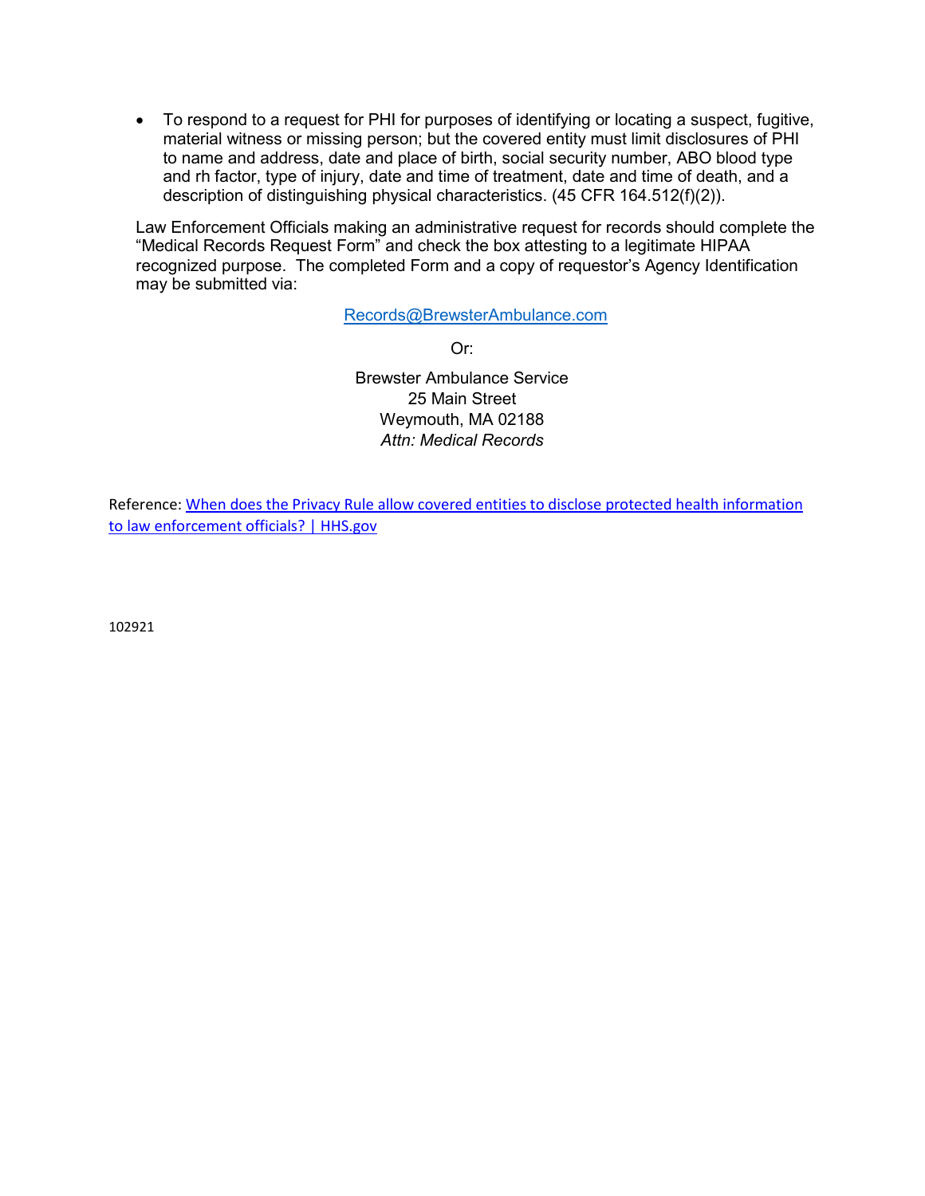- To respond to a request for PHI for purposes of identifying or locating a suspect, fugitive, material witness or missing person; but the covered entity must limit disclosures of PHI to name and address, date and place of birth, social security number, ABO blood type and rh factor, type of injury, date and time of treatment, date and time of death, and a description of distinguishing physical characteristics. (45 CFR 164.512(f)(2)).

Law Enforcement Officials making an administrative request for records should complete the "Medical Records Request Form" and check the box attesting to a legitimate HIPAA recognized purpose. The completed Form and a copy of requestor's Agency Identification may be submitted via:

Records@BrewsterAmbulance.com

Or:

Brewster Ambulance Service
25 Main Street
Weymouth, MA 02188
*Attn: Medical Records*

Reference: When does the Privacy Rule allow covered entities to disclose protected health information to law enforcement officials? | HHS.gov

102921